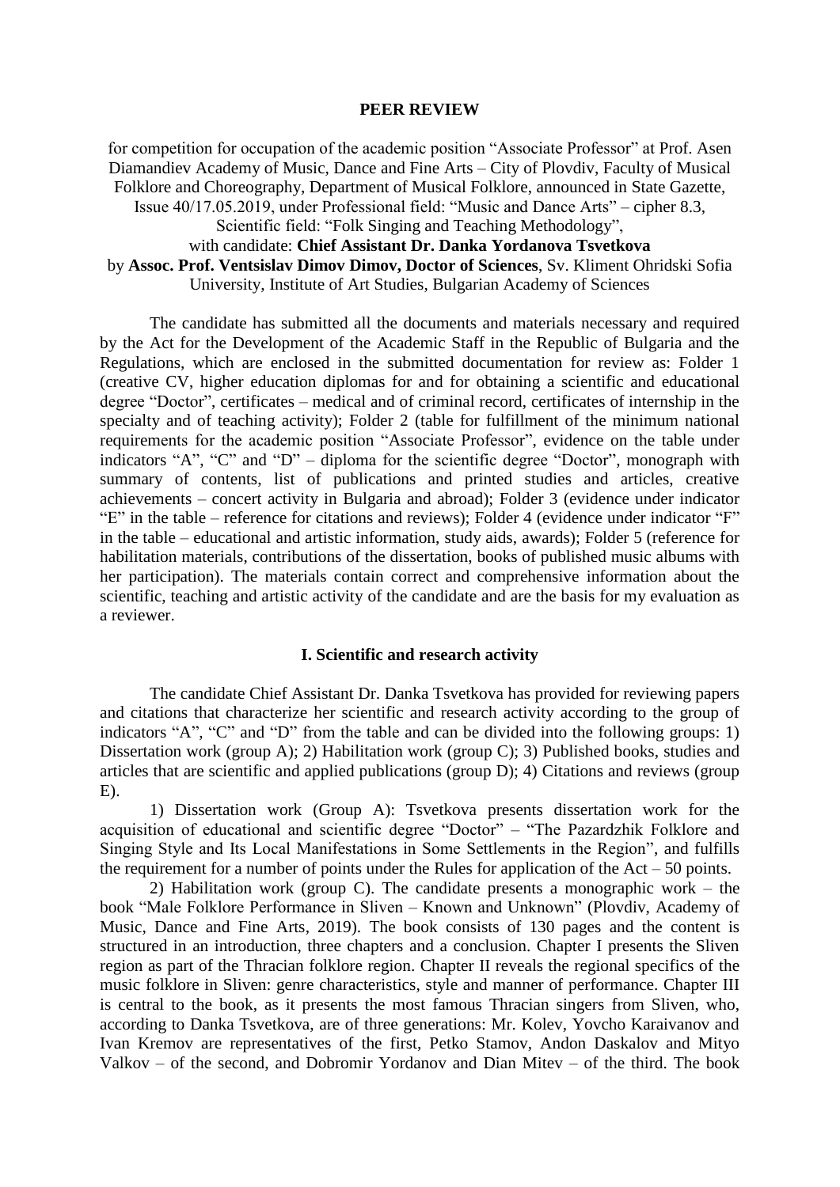**PEER REVIEW**

for competition for occupation of the academic position "Associate Professor" at Prof. Asen Diamandiev Academy of Music, Dance and Fine Arts – City of Plovdiv, Faculty of Musical Folklore and Choreography, Department of Musical Folklore, announced in State Gazette, Issue 40/17.05.2019, under Professional field: "Music and Dance Arts" – cipher 8.3, Scientific field: "Folk Singing and Teaching Methodology",
with candidate: **Chief Assistant Dr. Danka Yordanova Tsvetkova**
by **Assoc. Prof. Ventsislav Dimov Dimov, Doctor of Sciences**, Sv. Kliment Ohridski Sofia University, Institute of Art Studies, Bulgarian Academy of Sciences

The candidate has submitted all the documents and materials necessary and required by the Act for the Development of the Academic Staff in the Republic of Bulgaria and the Regulations, which are enclosed in the submitted documentation for review as: Folder 1 (creative CV, higher education diplomas for and for obtaining a scientific and educational degree "Doctor", certificates – medical and of criminal record, certificates of internship in the specialty and of teaching activity); Folder 2 (table for fulfillment of the minimum national requirements for the academic position "Associate Professor", evidence on the table under indicators "A", "C" and "D" – diploma for the scientific degree "Doctor", monograph with summary of contents, list of publications and printed studies and articles, creative achievements – concert activity in Bulgaria and abroad); Folder 3 (evidence under indicator "E" in the table – reference for citations and reviews); Folder 4 (evidence under indicator "F" in the table – educational and artistic information, study aids, awards); Folder 5 (reference for habilitation materials, contributions of the dissertation, books of published music albums with her participation). The materials contain correct and comprehensive information about the scientific, teaching and artistic activity of the candidate and are the basis for my evaluation as a reviewer.

## I. Scientific and research activity

The candidate Chief Assistant Dr. Danka Tsvetkova has provided for reviewing papers and citations that characterize her scientific and research activity according to the group of indicators "A", "C" and "D" from the table and can be divided into the following groups: 1) Dissertation work (group A); 2) Habilitation work (group C); 3) Published books, studies and articles that are scientific and applied publications (group D); 4) Citations and reviews (group E).

1) Dissertation work (Group A): Tsvetkova presents dissertation work for the acquisition of educational and scientific degree "Doctor" – "The Pazardzhik Folklore and Singing Style and Its Local Manifestations in Some Settlements in the Region", and fulfills the requirement for a number of points under the Rules for application of the Act – 50 points.

2) Habilitation work (group C). The candidate presents a monographic work – the book "Male Folklore Performance in Sliven – Known and Unknown" (Plovdiv, Academy of Music, Dance and Fine Arts, 2019). The book consists of 130 pages and the content is structured in an introduction, three chapters and a conclusion. Chapter I presents the Sliven region as part of the Thracian folklore region. Chapter II reveals the regional specifics of the music folklore in Sliven: genre characteristics, style and manner of performance. Chapter III is central to the book, as it presents the most famous Thracian singers from Sliven, who, according to Danka Tsvetkova, are of three generations: Mr. Kolev, Yovcho Karaivanov and Ivan Kremov are representatives of the first, Petko Stamov, Andon Daskalov and Mityo Valkov – of the second, and Dobromir Yordanov and Dian Mitev – of the third. The book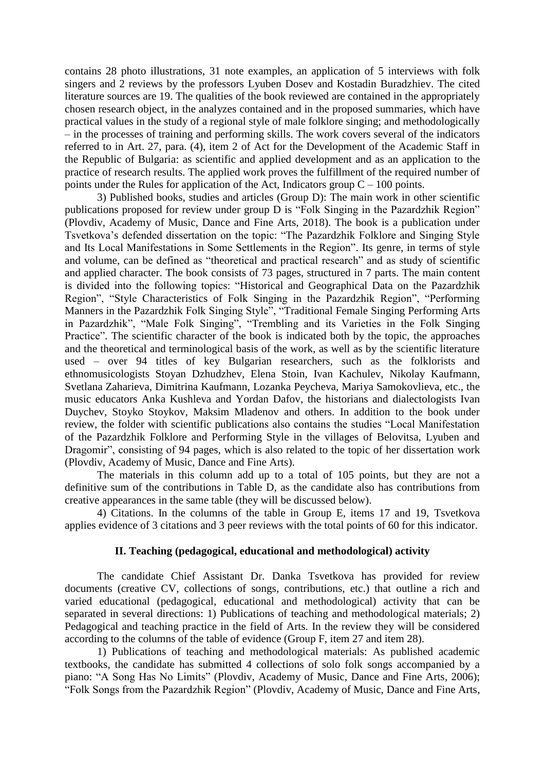contains 28 photo illustrations, 31 note examples, an application of 5 interviews with folk singers and 2 reviews by the professors Lyuben Dosev and Kostadin Buradzhiev. The cited literature sources are 19. The qualities of the book reviewed are contained in the appropriately chosen research object, in the analyzes contained and in the proposed summaries, which have practical values in the study of a regional style of male folklore singing; and methodologically – in the processes of training and performing skills. The work covers several of the indicators referred to in Art. 27, para. (4), item 2 of Act for the Development of the Academic Staff in the Republic of Bulgaria: as scientific and applied development and as an application to the practice of research results. The applied work proves the fulfillment of the required number of points under the Rules for application of the Act, Indicators group C – 100 points.

3) Published books, studies and articles (Group D): The main work in other scientific publications proposed for review under group D is "Folk Singing in the Pazardzhik Region" (Plovdiv, Academy of Music, Dance and Fine Arts, 2018). The book is a publication under Tsvetkova's defended dissertation on the topic: "The Pazardzhik Folklore and Singing Style and Its Local Manifestations in Some Settlements in the Region". Its genre, in terms of style and volume, can be defined as "theoretical and practical research" and as study of scientific and applied character. The book consists of 73 pages, structured in 7 parts. The main content is divided into the following topics: "Historical and Geographical Data on the Pazardzhik Region", "Style Characteristics of Folk Singing in the Pazardzhik Region", "Performing Manners in the Pazardzhik Folk Singing Style", "Traditional Female Singing Performing Arts in Pazardzhik", "Male Folk Singing", "Trembling and its Varieties in the Folk Singing Practice". The scientific character of the book is indicated both by the topic, the approaches and the theoretical and terminological basis of the work, as well as by the scientific literature used – over 94 titles of key Bulgarian researchers, such as the folklorists and ethnomusicologists Stoyan Dzhudzhev, Elena Stoin, Ivan Kachulev, Nikolay Kaufmann, Svetlana Zaharieva, Dimitrina Kaufmann, Lozanka Peycheva, Mariya Samokovlieva, etc., the music educators Anka Kushleva and Yordan Dafov, the historians and dialectologists Ivan Duychev, Stoyko Stoykov, Maksim Mladenov and others. In addition to the book under review, the folder with scientific publications also contains the studies "Local Manifestation of the Pazardzhik Folklore and Performing Style in the villages of Belovitsa, Lyuben and Dragomir", consisting of 94 pages, which is also related to the topic of her dissertation work (Plovdiv, Academy of Music, Dance and Fine Arts).

The materials in this column add up to a total of 105 points, but they are not a definitive sum of the contributions in Table D, as the candidate also has contributions from creative appearances in the same table (they will be discussed below).

4) Citations. In the columns of the table in Group E, items 17 and 19, Tsvetkova applies evidence of 3 citations and 3 peer reviews with the total points of 60 for this indicator.

## II. Teaching (pedagogical, educational and methodological) activity

The candidate Chief Assistant Dr. Danka Tsvetkova has provided for review documents (creative CV, collections of songs, contributions, etc.) that outline a rich and varied educational (pedagogical, educational and methodological) activity that can be separated in several directions: 1) Publications of teaching and methodological materials; 2) Pedagogical and teaching practice in the field of Arts. In the review they will be considered according to the columns of the table of evidence (Group F, item 27 and item 28).

1) Publications of teaching and methodological materials: As published academic textbooks, the candidate has submitted 4 collections of solo folk songs accompanied by a piano: "A Song Has No Limits" (Plovdiv, Academy of Music, Dance and Fine Arts, 2006); "Folk Songs from the Pazardzhik Region" (Plovdiv, Academy of Music, Dance and Fine Arts,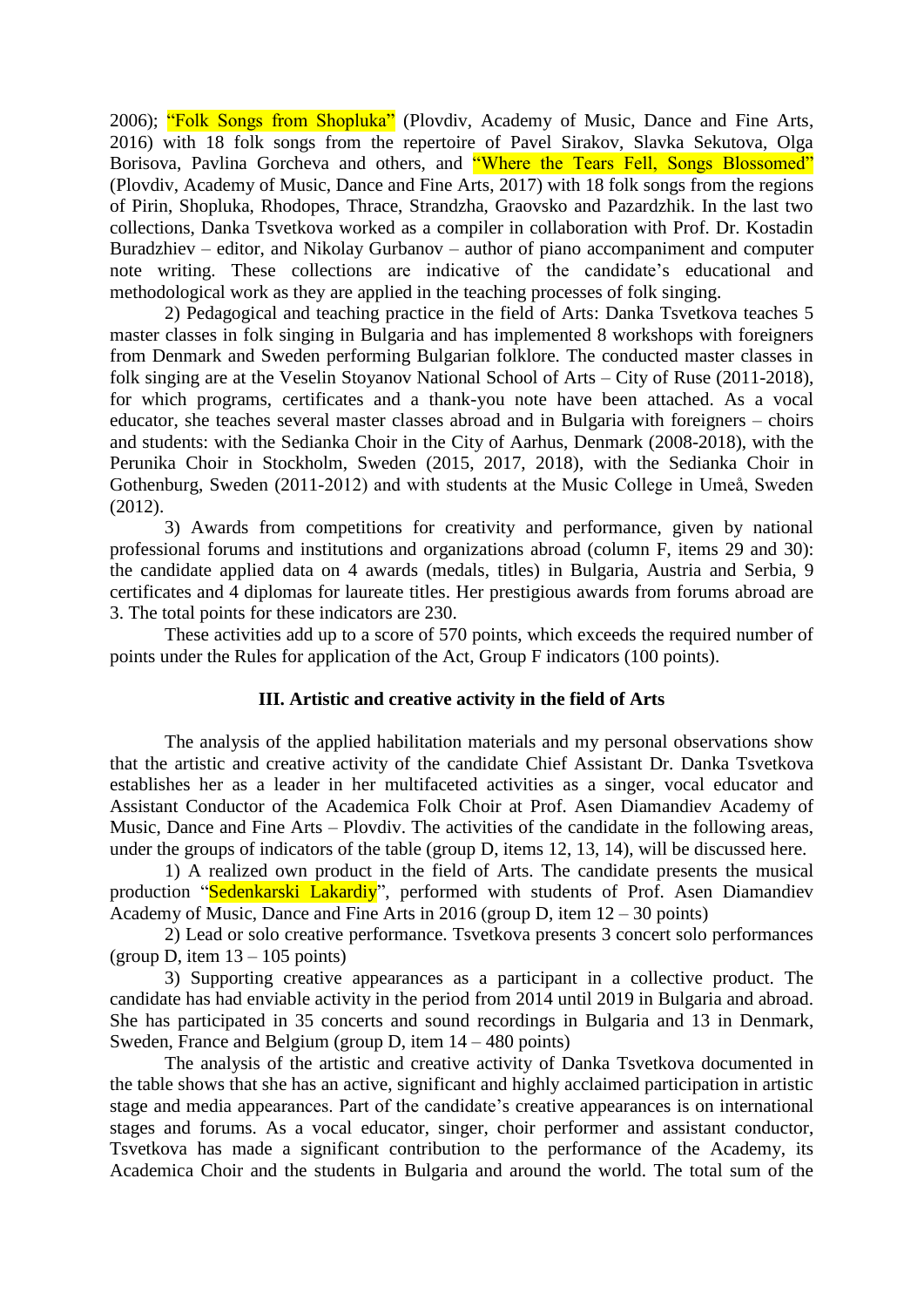2006); "Folk Songs from Shopluka" (Plovdiv, Academy of Music, Dance and Fine Arts, 2016) with 18 folk songs from the repertoire of Pavel Sirakov, Slavka Sekutova, Olga Borisova, Pavlina Gorcheva and others, and "Where the Tears Fell, Songs Blossomed" (Plovdiv, Academy of Music, Dance and Fine Arts, 2017) with 18 folk songs from the regions of Pirin, Shopluka, Rhodopes, Thrace, Strandzha, Graovsko and Pazardzhik. In the last two collections, Danka Tsvetkova worked as a compiler in collaboration with Prof. Dr. Kostadin Buradzhiev – editor, and Nikolay Gurbanov – author of piano accompaniment and computer note writing. These collections are indicative of the candidate's educational and methodological work as they are applied in the teaching processes of folk singing.

2) Pedagogical and teaching practice in the field of Arts: Danka Tsvetkova teaches 5 master classes in folk singing in Bulgaria and has implemented 8 workshops with foreigners from Denmark and Sweden performing Bulgarian folklore. The conducted master classes in folk singing are at the Veselin Stoyanov National School of Arts – City of Ruse (2011-2018), for which programs, certificates and a thank-you note have been attached. As a vocal educator, she teaches several master classes abroad and in Bulgaria with foreigners – choirs and students: with the Sedianka Choir in the City of Aarhus, Denmark (2008-2018), with the Perunika Choir in Stockholm, Sweden (2015, 2017, 2018), with the Sedianka Choir in Gothenburg, Sweden (2011-2012) and with students at the Music College in Umeå, Sweden (2012).

3) Awards from competitions for creativity and performance, given by national professional forums and institutions and organizations abroad (column F, items 29 and 30): the candidate applied data on 4 awards (medals, titles) in Bulgaria, Austria and Serbia, 9 certificates and 4 diplomas for laureate titles. Her prestigious awards from forums abroad are 3. The total points for these indicators are 230.

These activities add up to a score of 570 points, which exceeds the required number of points under the Rules for application of the Act, Group F indicators (100 points).

### III. Artistic and creative activity in the field of Arts

The analysis of the applied habilitation materials and my personal observations show that the artistic and creative activity of the candidate Chief Assistant Dr. Danka Tsvetkova establishes her as a leader in her multifaceted activities as a singer, vocal educator and Assistant Conductor of the Academica Folk Choir at Prof. Asen Diamandiev Academy of Music, Dance and Fine Arts – Plovdiv. The activities of the candidate in the following areas, under the groups of indicators of the table (group D, items 12, 13, 14), will be discussed here.

1) A realized own product in the field of Arts. The candidate presents the musical production "Sedenkarski Lakardiy", performed with students of Prof. Asen Diamandiev Academy of Music, Dance and Fine Arts in 2016 (group D, item 12 – 30 points)

2) Lead or solo creative performance. Tsvetkova presents 3 concert solo performances (group D, item 13 – 105 points)

3) Supporting creative appearances as a participant in a collective product. The candidate has had enviable activity in the period from 2014 until 2019 in Bulgaria and abroad. She has participated in 35 concerts and sound recordings in Bulgaria and 13 in Denmark, Sweden, France and Belgium (group D, item 14 – 480 points)

The analysis of the artistic and creative activity of Danka Tsvetkova documented in the table shows that she has an active, significant and highly acclaimed participation in artistic stage and media appearances. Part of the candidate's creative appearances is on international stages and forums. As a vocal educator, singer, choir performer and assistant conductor, Tsvetkova has made a significant contribution to the performance of the Academy, its Academica Choir and the students in Bulgaria and around the world. The total sum of the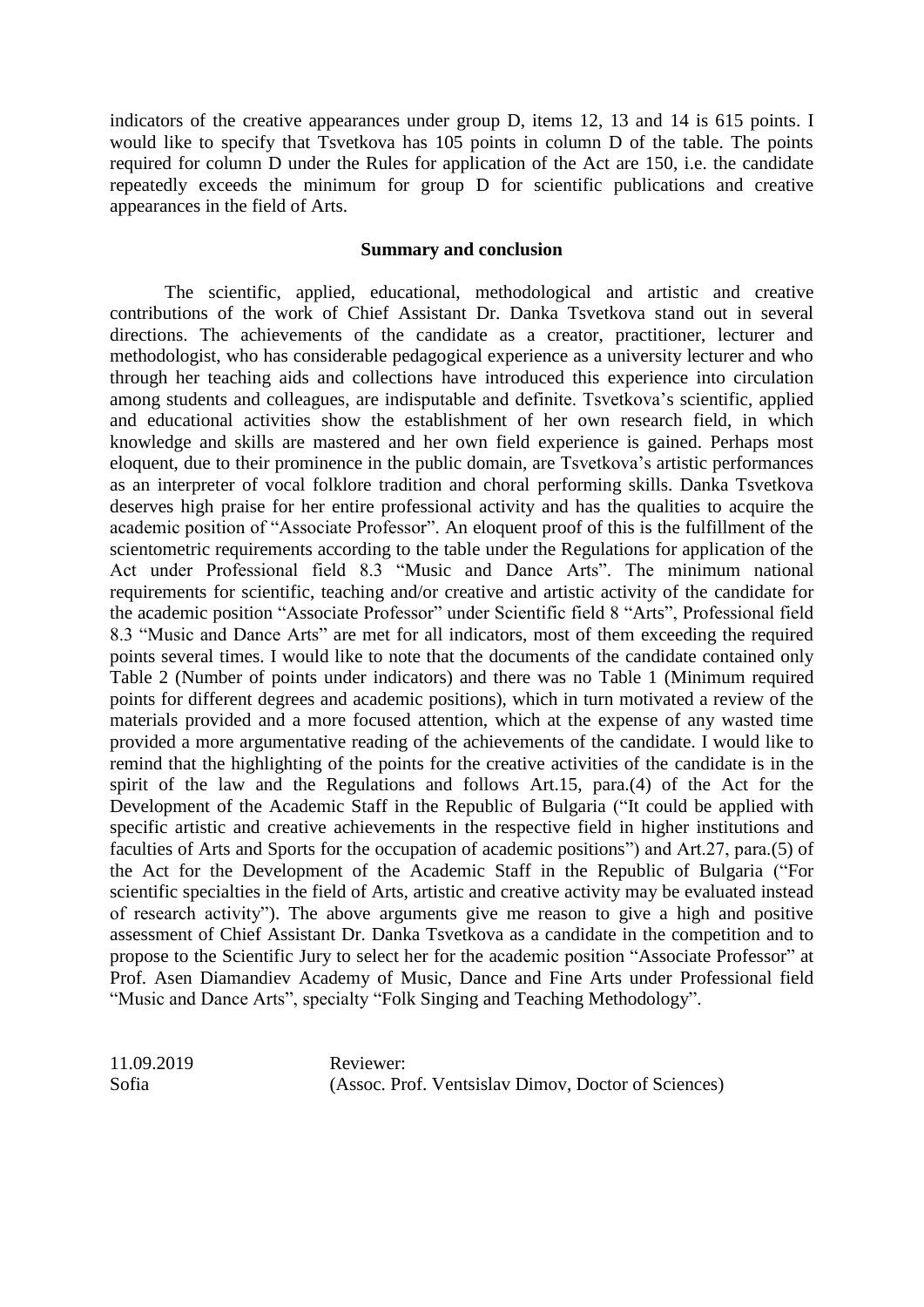indicators of the creative appearances under group D, items 12, 13 and 14 is 615 points. I would like to specify that Tsvetkova has 105 points in column D of the table. The points required for column D under the Rules for application of the Act are 150, i.e. the candidate repeatedly exceeds the minimum for group D for scientific publications and creative appearances in the field of Arts.

**Summary and conclusion**

The scientific, applied, educational, methodological and artistic and creative contributions of the work of Chief Assistant Dr. Danka Tsvetkova stand out in several directions. The achievements of the candidate as a creator, practitioner, lecturer and methodologist, who has considerable pedagogical experience as a university lecturer and who through her teaching aids and collections have introduced this experience into circulation among students and colleagues, are indisputable and definite. Tsvetkova's scientific, applied and educational activities show the establishment of her own research field, in which knowledge and skills are mastered and her own field experience is gained. Perhaps most eloquent, due to their prominence in the public domain, are Tsvetkova's artistic performances as an interpreter of vocal folklore tradition and choral performing skills. Danka Tsvetkova deserves high praise for her entire professional activity and has the qualities to acquire the academic position of "Associate Professor". An eloquent proof of this is the fulfillment of the scientometric requirements according to the table under the Regulations for application of the Act under Professional field 8.3 "Music and Dance Arts". The minimum national requirements for scientific, teaching and/or creative and artistic activity of the candidate for the academic position "Associate Professor" under Scientific field 8 "Arts", Professional field 8.3 "Music and Dance Arts" are met for all indicators, most of them exceeding the required points several times. I would like to note that the documents of the candidate contained only Table 2 (Number of points under indicators) and there was no Table 1 (Minimum required points for different degrees and academic positions), which in turn motivated a review of the materials provided and a more focused attention, which at the expense of any wasted time provided a more argumentative reading of the achievements of the candidate. I would like to remind that the highlighting of the points for the creative activities of the candidate is in the spirit of the law and the Regulations and follows Art.15, para.(4) of the Act for the Development of the Academic Staff in the Republic of Bulgaria ("It could be applied with specific artistic and creative achievements in the respective field in higher institutions and faculties of Arts and Sports for the occupation of academic positions") and Art.27, para.(5) of the Act for the Development of the Academic Staff in the Republic of Bulgaria ("For scientific specialties in the field of Arts, artistic and creative activity may be evaluated instead of research activity"). The above arguments give me reason to give a high and positive assessment of Chief Assistant Dr. Danka Tsvetkova as a candidate in the competition and to propose to the Scientific Jury to select her for the academic position "Associate Professor" at Prof. Asen Diamandiev Academy of Music, Dance and Fine Arts under Professional field "Music and Dance Arts", specialty "Folk Singing and Teaching Methodology".

11.09.2019 Reviewer:
Sofia (Assoc. Prof. Ventsislav Dimov, Doctor of Sciences)